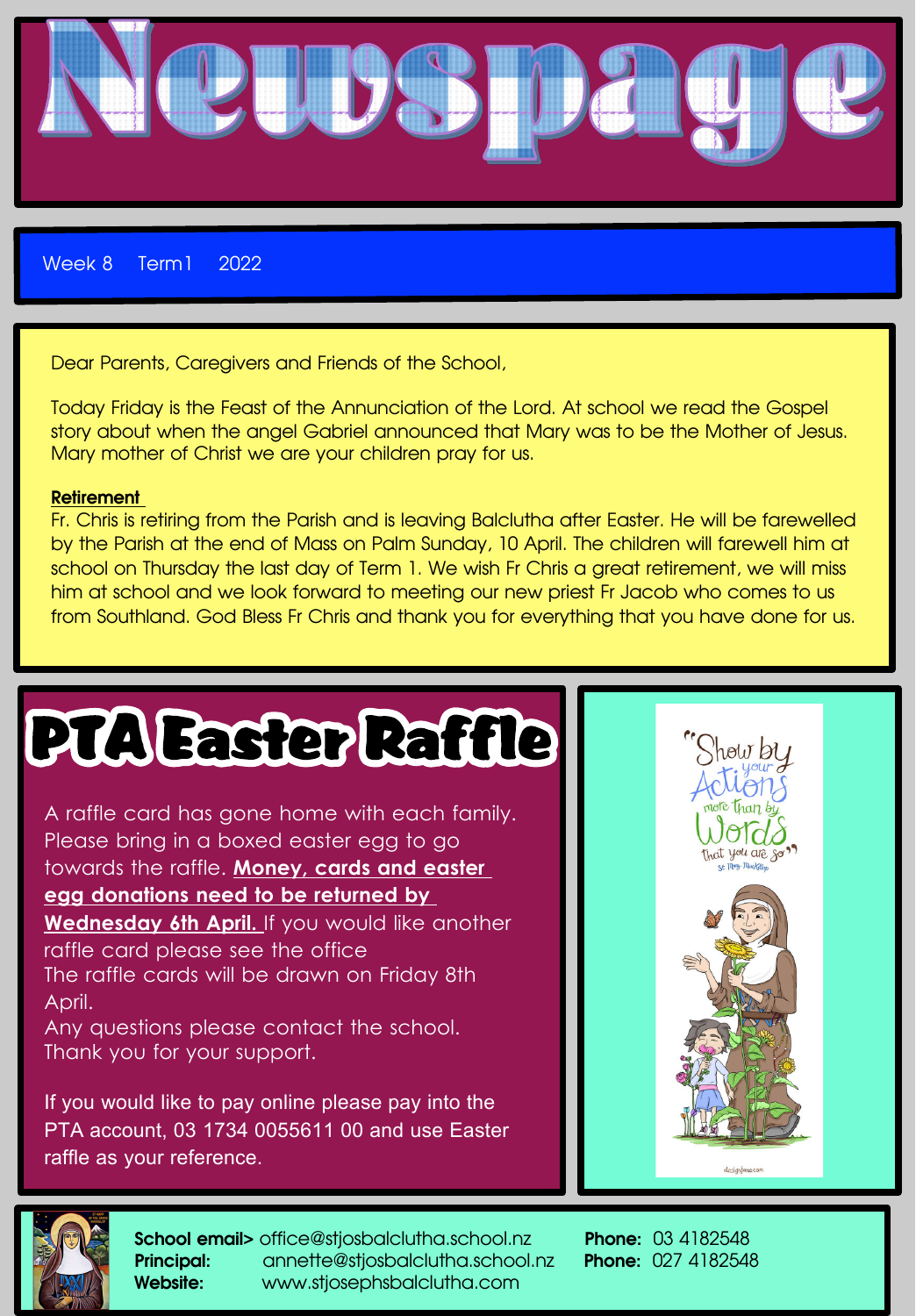# Newspage

Week 8 Term1 2022

Dear Parents, Caregivers and Friends of the School,

Today Friday is the Feast of the Annunciation of the Lord. At school we read the Gospel story about when the angel Gabriel announced that Mary was to be the Mother of Jesus. Mary mother of Christ we are your children pray for us.

**Retirement**

Fr. Chris is retiring from the Parish and is leaving Balclutha after Easter. He will be farewelled by the Parish at the end of Mass on Palm Sunday, 10 April. The children will farewell him at school on Thursday the last day of Term 1. We wish Fr Chris a great retirement, we will miss him at school and we look forward to meeting our new priest Fr Jacob who comes to us from Southland. God Bless Fr Chris and thank you for everything that you have done for us.

## PTA Easter Raffle

A raffle card has gone home with each family. Please bring in a boxed easter egg to go towards the raffle. **Money, cards and easter egg donations need to be returned by Wednesday 6th April.** If you would like another raffle card please see the office
The raffle cards will be drawn on Friday 8th April.
Any questions please contact the school.
Thank you for your support.

If you would like to pay online please pay into the PTA account, 03 1734 0055611 00 and use Easter raffle as your reference.

"Show by your Actions more than by Words that you are so" St Mary MacKillop

**School email>** office@stjosbalclutha.school.nz
**Principal:** annette@stjosbalclutha.school.nz
**Website:** www.stjosephsbalclutha.com
**Phone:** 03 4182548
**Phone:** 027 4182548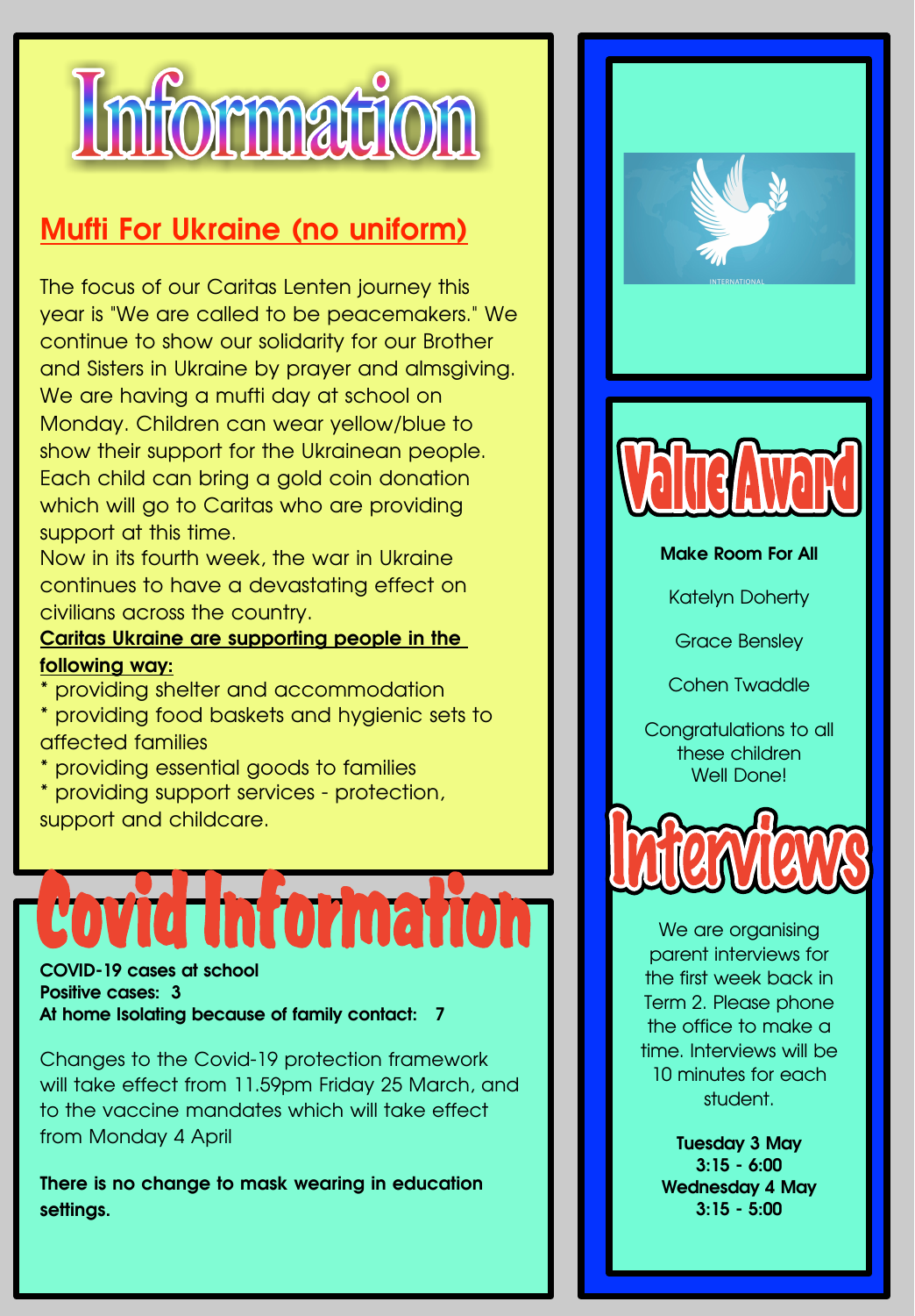# Information

## Mufti For Ukraine (no uniform)

The focus of our Caritas Lenten journey this year is "We are called to be peacemakers." We continue to show our solidarity for our Brother and Sisters in Ukraine by prayer and almsgiving. We are having a mufti day at school on Monday. Children can wear yellow/blue to show their support for the Ukrainean people. Each child can bring a gold coin donation which will go to Caritas who are providing support at this time.

Now in its fourth week, the war in Ukraine continues to have a devastating effect on civilians across the country.

**Caritas Ukraine are supporting people in the following way:**

* providing shelter and accommodation
* providing food baskets and hygienic sets to affected families
* providing essential goods to families
* providing support services - protection, support and childcare.

# Covid Information

**COVID-19 cases at school**
**Positive cases: 3**
**At home Isolating because of family contact: 7**

Changes to the Covid-19 protection framework will take effect from 11.59pm Friday 25 March, and to the vaccine mandates which will take effect from Monday 4 April

**There is no change to mask wearing in education settings.**

INTERNATIONAL

# Value Award

**Make Room For All**

Katelyn Doherty

Grace Bensley

Cohen Twaddle

Congratulations to all these children
Well Done!

# Interviews

We are organising parent interviews for the first week back in Term 2. Please phone the office to make a time. Interviews will be 10 minutes for each student.

**Tuesday 3 May**
**3:15 - 6:00**
**Wednesday 4 May**
**3:15 - 5:00**